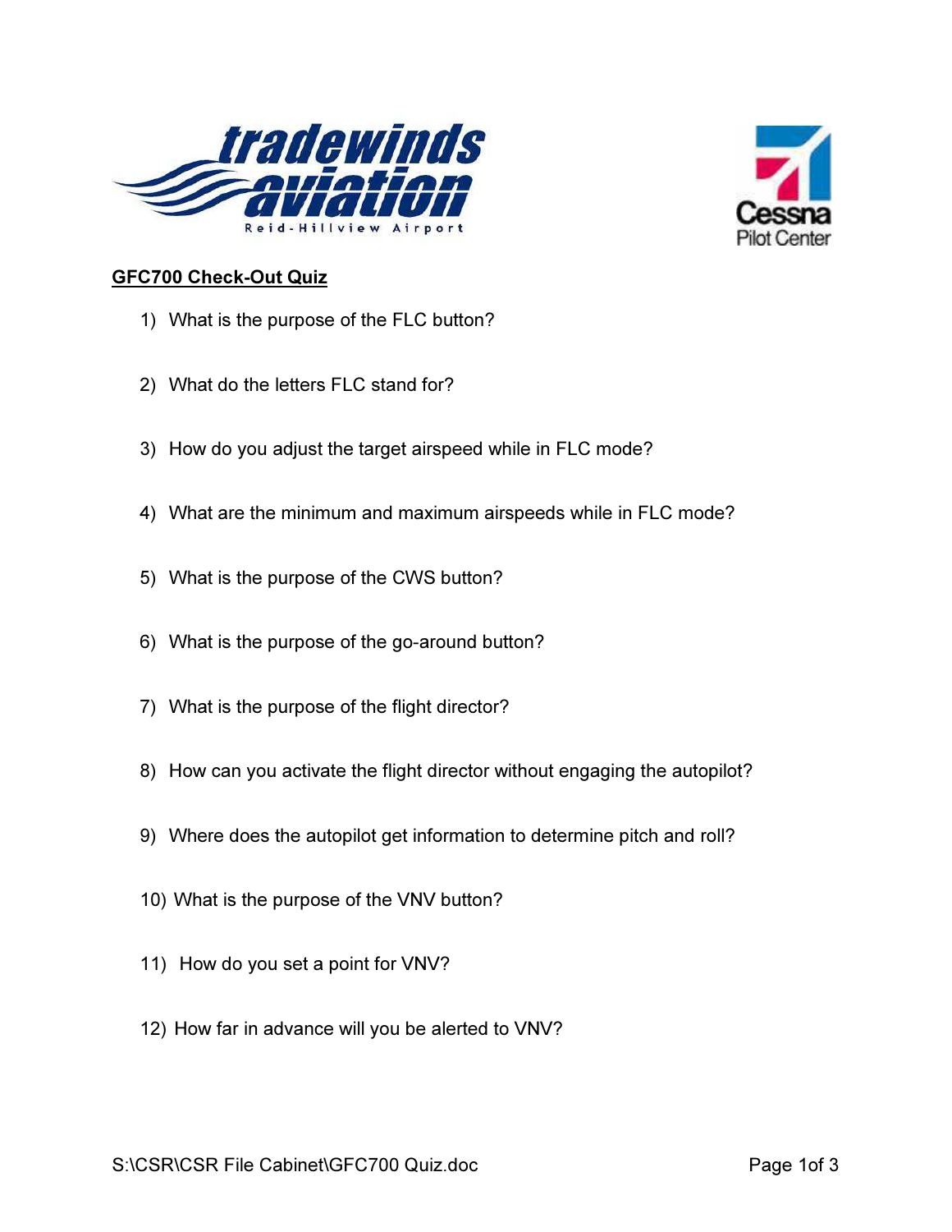tradewinds aviation

Reid-Hillview Airport

Cessna Pilot Center

**GFC700 Check-Out Quiz**

1) What is the purpose of the FLC button?
2) What do the letters FLC stand for?
3) How do you adjust the target airspeed while in FLC mode?
4) What are the minimum and maximum airspeeds while in FLC mode?
5) What is the purpose of the CWS button?
6) What is the purpose of the go-around button?
7) What is the purpose of the flight director?
8) How can you activate the flight director without engaging the autopilot?
9) Where does the autopilot get information to determine pitch and roll?
10) What is the purpose of the VNV button?
11) How do you set a point for VNV?
12) How far in advance will you be alerted to VNV?

S:\CSR\CSR File Cabinet\GFC700 Quiz.doc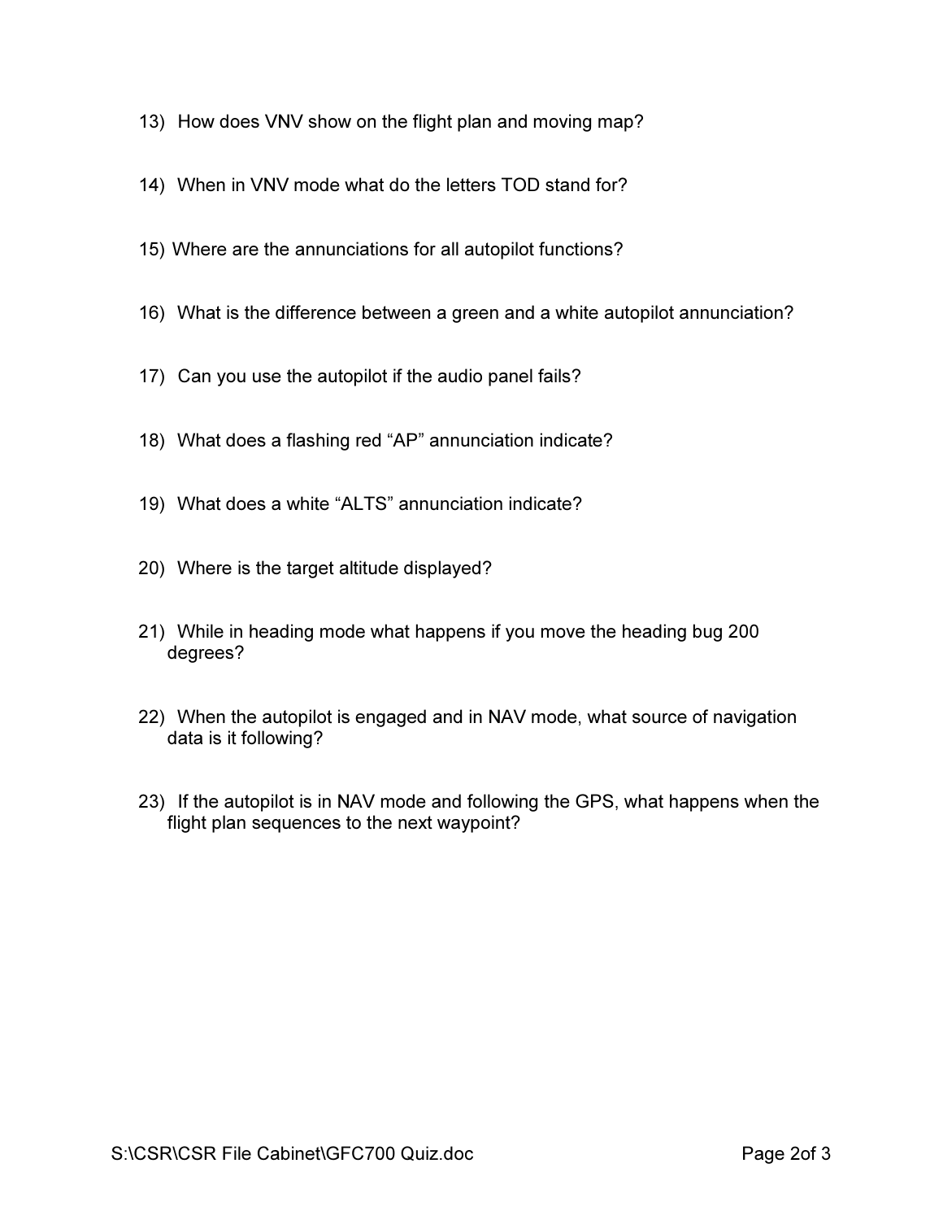13) How does VNV show on the flight plan and moving map?

14) When in VNV mode what do the letters TOD stand for?

15) Where are the annunciations for all autopilot functions?

16) What is the difference between a green and a white autopilot annunciation?

17) Can you use the autopilot if the audio panel fails?

18) What does a flashing red "AP" annunciation indicate?

19) What does a white "ALTS" annunciation indicate?

20) Where is the target altitude displayed?

21) While in heading mode what happens if you move the heading bug 200 degrees?

22) When the autopilot is engaged and in NAV mode, what source of navigation data is it following?

23) If the autopilot is in NAV mode and following the GPS, what happens when the flight plan sequences to the next waypoint?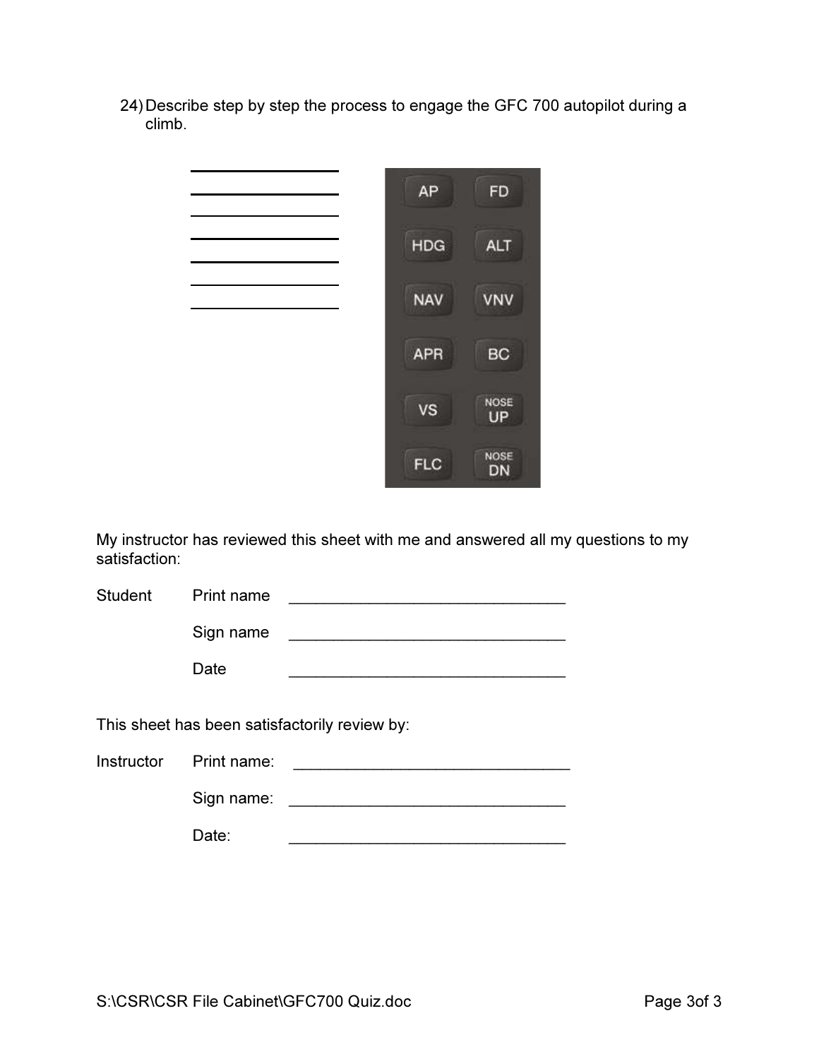24) Describe step by step the process to engage the GFC 700 autopilot during a climb.

\_\_\_\_\_\_\_\_\_\_\_\_\_\_\_\_\_\_\_\_

\_\_\_\_\_\_\_\_\_\_\_\_\_\_\_\_\_\_\_\_

\_\_\_\_\_\_\_\_\_\_\_\_\_\_\_\_\_\_\_\_

\_\_\_\_\_\_\_\_\_\_\_\_\_\_\_\_\_\_\_\_

\_\_\_\_\_\_\_\_\_\_\_\_\_\_\_\_\_\_\_\_

\_\_\_\_\_\_\_\_\_\_\_\_\_\_\_\_\_\_\_\_

\_\_\_\_\_\_\_\_\_\_\_\_\_\_\_\_\_\_\_\_

AP FD
HDG ALT
NAV VNV
APR BC
VS NOSE UP
FLC NOSE DN

My instructor has reviewed this sheet with me and answered all my questions to my satisfaction:

Student Print name \_\_\_\_\_\_\_\_\_\_\_\_\_\_\_\_\_\_\_\_\_\_\_\_\_\_\_\_\_\_

Sign name \_\_\_\_\_\_\_\_\_\_\_\_\_\_\_\_\_\_\_\_\_\_\_\_\_\_\_\_\_\_

Date \_\_\_\_\_\_\_\_\_\_\_\_\_\_\_\_\_\_\_\_\_\_\_\_\_\_\_\_\_\_

This sheet has been satisfactorily review by:

Instructor Print name: \_\_\_\_\_\_\_\_\_\_\_\_\_\_\_\_\_\_\_\_\_\_\_\_\_\_\_\_\_\_

Sign name: \_\_\_\_\_\_\_\_\_\_\_\_\_\_\_\_\_\_\_\_\_\_\_\_\_\_\_\_\_\_

Date: \_\_\_\_\_\_\_\_\_\_\_\_\_\_\_\_\_\_\_\_\_\_\_\_\_\_\_\_\_\_

S:\CSR\CSR File Cabinet\GFC700 Quiz.doc